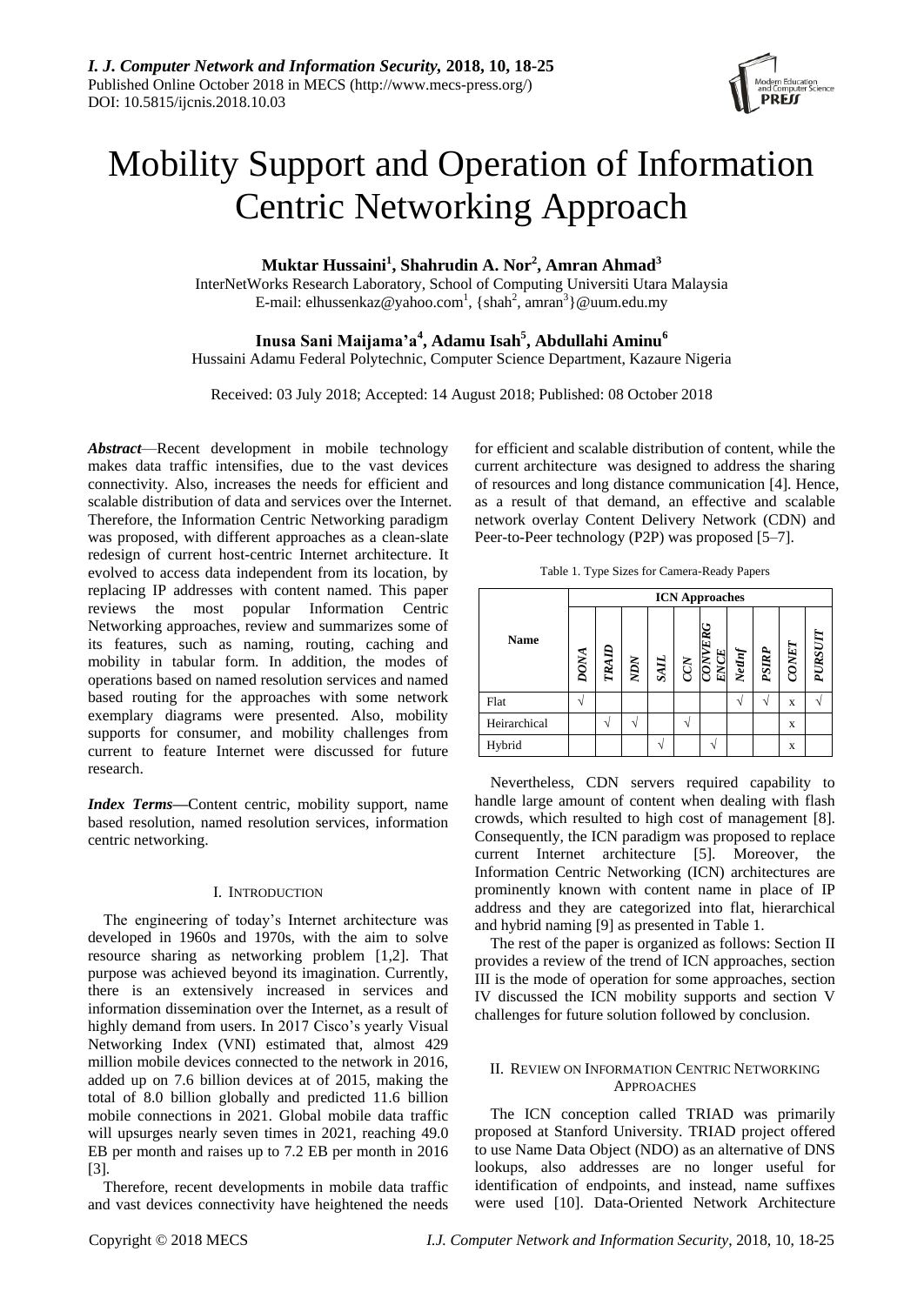# Mobility Support and Operation of Information Centric Networking Approach

**Muktar Hussaini[1], Shahrudin A. Nor[2], Amran Ahmad[3]**
InterNetWorks Research Laboratory, School of Computing Universiti Utara Malaysia
E-mail: elhussenkaz@yahoo.com[1], {shah[2], amran[3]}@uum.edu.my

**Inusa Sani Maijama'a[4], Adamu Isah[5], Abdullahi Aminu[6]**
Hussaini Adamu Federal Polytechnic, Computer Science Department, Kazaure Nigeria

Received: 03 July 2018; Accepted: 14 August 2018; Published: 08 October 2018

***Abstract***—Recent development in mobile technology makes data traffic intensifies, due to the vast devices connectivity. Also, increases the needs for efficient and scalable distribution of data and services over the Internet. Therefore, the Information Centric Networking paradigm was proposed, with different approaches as a clean-slate redesign of current host-centric Internet architecture. It evolved to access data independent from its location, by replacing IP addresses with content named. This paper reviews the most popular Information Centric Networking approaches, review and summarizes some of its features, such as naming, routing, caching and mobility in tabular form. In addition, the modes of operations based on named resolution services and named based routing for the approaches with some network exemplary diagrams were presented. Also, mobility supports for consumer, and mobility challenges from current to feature Internet were discussed for future research.

***Index Terms*—**Content centric, mobility support, name based resolution, named resolution services, information centric networking.

## I. INTRODUCTION

The engineering of today's Internet architecture was developed in 1960s and 1970s, with the aim to solve resource sharing as networking problem [1,2]. That purpose was achieved beyond its imagination. Currently, there is an extensively increased in services and information dissemination over the Internet, as a result of highly demand from users. In 2017 Cisco's yearly Visual Networking Index (VNI) estimated that, almost 429 million mobile devices connected to the network in 2016, added up on 7.6 billion devices at of 2015, making the total of 8.0 billion globally and predicted 11.6 billion mobile connections in 2021. Global mobile data traffic will upsurges nearly seven times in 2021, reaching 49.0 EB per month and raises up to 7.2 EB per month in 2016 [3].

Therefore, recent developments in mobile data traffic and vast devices connectivity have heightened the needs for efficient and scalable distribution of content, while the current architecture was designed to address the sharing of resources and long distance communication [4]. Hence, as a result of that demand, an effective and scalable network overlay Content Delivery Network (CDN) and Peer-to-Peer technology (P2P) was proposed [5–7].

Table 1. Type Sizes for Camera-Ready Papers

| Name | ICN Approaches | | | | | | | | | |
|---|---|---|---|---|---|---|---|---|---|---|
| | *DONA* | *TRAID* | *NDN* | *SAIL* | *CCN* | *CONVERGENCE* | *NetInf* | *PSIRP* | *CONET* | *PURSUIT* |
| Flat | √ | | | | | | √ | √ | x | √ |
| Heirarchical | | √ | √ | | √ | | | | x | |
| Hybrid | | | | √ | | √ | | | x | |

Nevertheless, CDN servers required capability to handle large amount of content when dealing with flash crowds, which resulted to high cost of management [8]. Consequently, the ICN paradigm was proposed to replace current Internet architecture [5]. Moreover, the Information Centric Networking (ICN) architectures are prominently known with content name in place of IP address and they are categorized into flat, hierarchical and hybrid naming [9] as presented in Table 1.

The rest of the paper is organized as follows: Section II provides a review of the trend of ICN approaches, section III is the mode of operation for some approaches, section IV discussed the ICN mobility supports and section V challenges for future solution followed by conclusion.

## II. REVIEW ON INFORMATION CENTRIC NETWORKING APPROACHES

The ICN conception called TRIAD was primarily proposed at Stanford University. TRIAD project offered to use Name Data Object (NDO) as an alternative of DNS lookups, also addresses are no longer useful for identification of endpoints, and instead, name suffixes were used [10]. Data-Oriented Network Architecture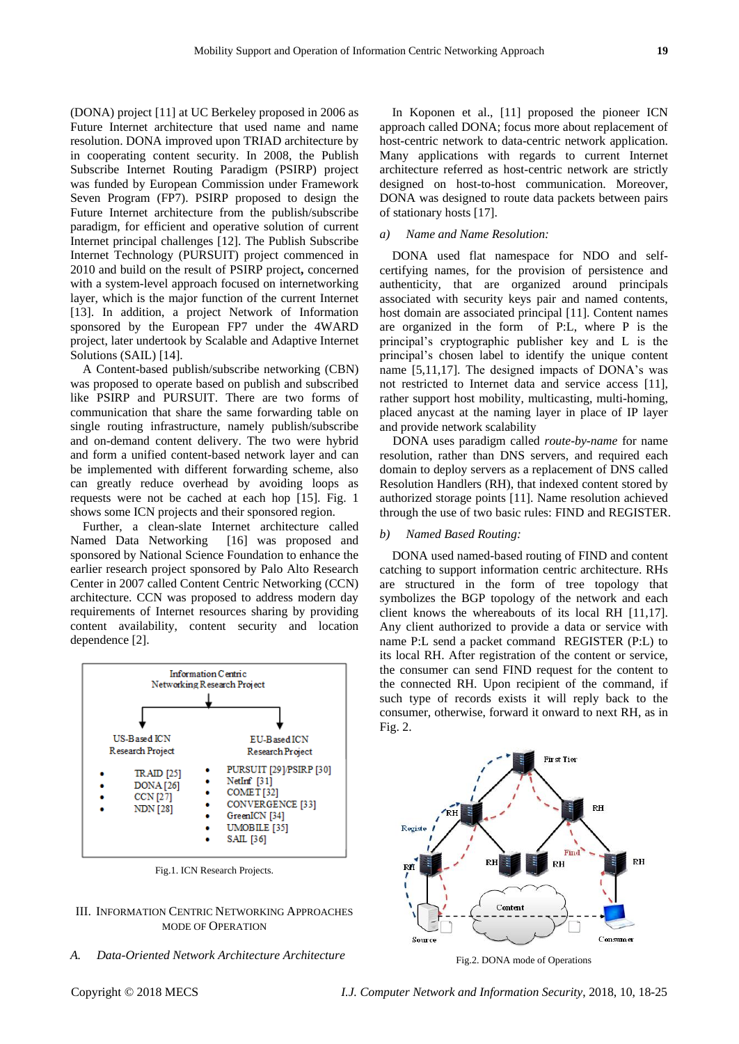(DONA) project [11] at UC Berkeley proposed in 2006 as Future Internet architecture that used name and name resolution. DONA improved upon TRIAD architecture by in cooperating content security. In 2008, the Publish Subscribe Internet Routing Paradigm (PSIRP) project was funded by European Commission under Framework Seven Program (FP7). PSIRP proposed to design the Future Internet architecture from the publish/subscribe paradigm, for efficient and operative solution of current Internet principal challenges [12]. The Publish Subscribe Internet Technology (PURSUIT) project commenced in 2010 and build on the result of PSIRP project**,** concerned with a system-level approach focused on internetworking layer, which is the major function of the current Internet [13]. In addition, a project Network of Information sponsored by the European FP7 under the 4WARD project, later undertook by Scalable and Adaptive Internet Solutions (SAIL) [14].

A Content-based publish/subscribe networking (CBN) was proposed to operate based on publish and subscribed like PSIRP and PURSUIT. There are two forms of communication that share the same forwarding table on single routing infrastructure, namely publish/subscribe and on-demand content delivery. The two were hybrid and form a unified content-based network layer and can be implemented with different forwarding scheme, also can greatly reduce overhead by avoiding loops as requests were not be cached at each hop [15]. Fig. 1 shows some ICN projects and their sponsored region.

Further, a clean-slate Internet architecture called Named Data Networking [16] was proposed and sponsored by National Science Foundation to enhance the earlier research project sponsored by Palo Alto Research Center in 2007 called Content Centric Networking (CCN) architecture. CCN was proposed to address modern day requirements of Internet resources sharing by providing content availability, content security and location dependence [2].

Information Centric Networking Research Project

| US-Based ICN Research Project | EU-Based ICN Research Project |
|---|---|
| • TRAID [25] | • PURSUIT [29]/PSIRP [30] |
| • DONA [26] | • NetInf [31] |
| • CCN [27] | • COMET [32] |
| • NDN [28] | • CONVERGENCE [33] |
| | • GreenICN [34] |
| | • UMOBILE [35] |
| | • SAIL [36] |

Fig.1. ICN Research Projects.

## III. Information Centric Networking Approaches Mode of Operation

### *A. Data-Oriented Network Architecture Architecture*

In Koponen et al., [11] proposed the pioneer ICN approach called DONA; focus more about replacement of host-centric network to data-centric network application. Many applications with regards to current Internet architecture referred as host-centric network are strictly designed on host-to-host communication. Moreover, DONA was designed to route data packets between pairs of stationary hosts [17].

#### *a) Name and Name Resolution:*

DONA used flat namespace for NDO and self-certifying names, for the provision of persistence and authenticity, that are organized around principals associated with security keys pair and named contents, host domain are associated principal [11]. Content names are organized in the form of P:L, where P is the principal's cryptographic publisher key and L is the principal's chosen label to identify the unique content name [5,11,17]. The designed impacts of DONA's was not restricted to Internet data and service access [11], rather support host mobility, multicasting, multi-homing, placed anycast at the naming layer in place of IP layer and provide network scalability

DONA uses paradigm called *route-by-name* for name resolution, rather than DNS servers, and required each domain to deploy servers as a replacement of DNS called Resolution Handlers (RH), that indexed content stored by authorized storage points [11]. Name resolution achieved through the use of two basic rules: FIND and REGISTER.

#### *b) Named Based Routing:*

DONA used named-based routing of FIND and content catching to support information centric architecture. RHs are structured in the form of tree topology that symbolizes the BGP topology of the network and each client knows the whereabouts of its local RH [11,17]. Any client authorized to provide a data or service with name P:L send a packet command REGISTER (P:L) to its local RH. After registration of the content or service, the consumer can send FIND request for the content to the connected RH. Upon recipient of the command, if such type of records exists it will reply back to the consumer, otherwise, forward it onward to next RH, as in Fig. 2.

Fig.2. DONA mode of Operations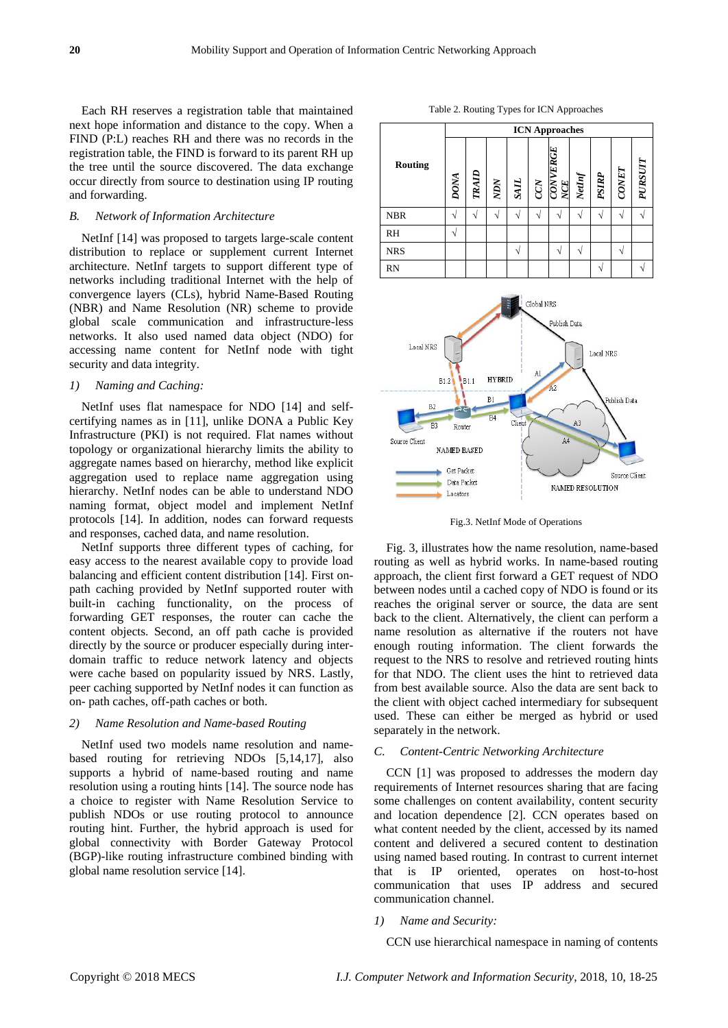Each RH reserves a registration table that maintained next hope information and distance to the copy. When a FIND (P:L) reaches RH and there was no records in the registration table, the FIND is forward to its parent RH up the tree until the source discovered. The data exchange occur directly from source to destination using IP routing and forwarding.

### *B. Network of Information Architecture*

NetInf [14] was proposed to targets large-scale content distribution to replace or supplement current Internet architecture. NetInf targets to support different type of networks including traditional Internet with the help of convergence layers (CLs), hybrid Name-Based Routing (NBR) and Name Resolution (NR) scheme to provide global scale communication and infrastructure-less networks. It also used named data object (NDO) for accessing name content for NetInf node with tight security and data integrity.

#### *1) Naming and Caching:*

NetInf uses flat namespace for NDO [14] and self-certifying names as in [11], unlike DONA a Public Key Infrastructure (PKI) is not required. Flat names without topology or organizational hierarchy limits the ability to aggregate names based on hierarchy, method like explicit aggregation used to replace name aggregation using hierarchy. NetInf nodes can be able to understand NDO naming format, object model and implement NetInf protocols [14]. In addition, nodes can forward requests and responses, cached data, and name resolution.

NetInf supports three different types of caching, for easy access to the nearest available copy to provide load balancing and efficient content distribution [14]. First on-path caching provided by NetInf supported router with built-in caching functionality, on the process of forwarding GET responses, the router can cache the content objects. Second, an off path cache is provided directly by the source or producer especially during inter-domain traffic to reduce network latency and objects were cache based on popularity issued by NRS. Lastly, peer caching supported by NetInf nodes it can function as on- path caches, off-path caches or both.

#### *2) Name Resolution and Name-based Routing*

NetInf used two models name resolution and name-based routing for retrieving NDOs [5,14,17], also supports a hybrid of name-based routing and name resolution using a routing hints [14]. The source node has a choice to register with Name Resolution Service to publish NDOs or use routing protocol to announce routing hint. Further, the hybrid approach is used for global connectivity with Border Gateway Protocol (BGP)-like routing infrastructure combined binding with global name resolution service [14].

Table 2. Routing Types for ICN Approaches

| Routing | ICN Approaches | | | | | | | | | |
|---|---|---|---|---|---|---|---|---|---|---|
| | *DONA* | *TRAID* | *NDN* | *SAIL* | *CCN* | *CONVERGENCE* | *NetInf* | *PSIRP* | *CONET* | *PURSUIT* |
| NBR | √ | √ | √ | √ | √ | √ | √ | √ | √ | √ |
| RH | √ | | | | | | | | | |
| NRS | | | | √ | | √ | √ | | √ | |
| RN | | | | | | | | √ | | √ |

Fig.3. NetInf Mode of Operations

Fig. 3, illustrates how the name resolution, name-based routing as well as hybrid works. In name-based routing approach, the client first forward a GET request of NDO between nodes until a cached copy of NDO is found or its reaches the original server or source, the data are sent back to the client. Alternatively, the client can perform a name resolution as alternative if the routers not have enough routing information. The client forwards the request to the NRS to resolve and retrieved routing hints for that NDO. The client uses the hint to retrieved data from best available source. Also the data are sent back to the client with object cached intermediary for subsequent used. These can either be merged as hybrid or used separately in the network.

### *C. Content-Centric Networking Architecture*

CCN [1] was proposed to addresses the modern day requirements of Internet resources sharing that are facing some challenges on content availability, content security and location dependence [2]. CCN operates based on what content needed by the client, accessed by its named content and delivered a secured content to destination using named based routing. In contrast to current internet that is IP oriented, operates on host-to-host communication that uses IP address and secured communication channel.

#### *1) Name and Security:*

CCN use hierarchical namespace in naming of contents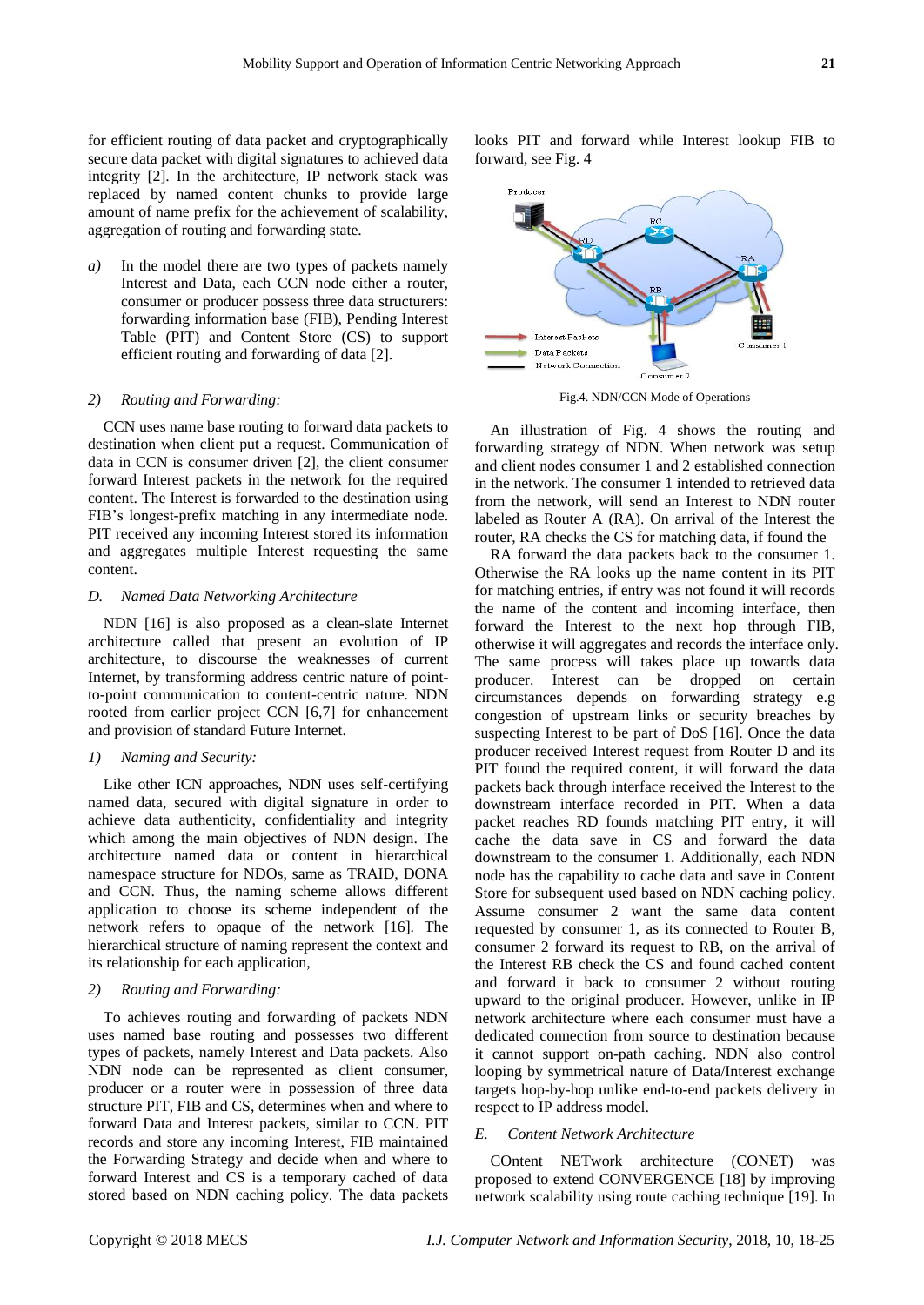for efficient routing of data packet and cryptographically secure data packet with digital signatures to achieved data integrity [2]. In the architecture, IP network stack was replaced by named content chunks to provide large amount of name prefix for the achievement of scalability, aggregation of routing and forwarding state.

*a)* In the model there are two types of packets namely Interest and Data, each CCN node either a router, consumer or producer possess three data structurers: forwarding information base (FIB), Pending Interest Table (PIT) and Content Store (CS) to support efficient routing and forwarding of data [2].

*2) Routing and Forwarding:*

CCN uses name base routing to forward data packets to destination when client put a request. Communication of data in CCN is consumer driven [2], the client consumer forward Interest packets in the network for the required content. The Interest is forwarded to the destination using FIB's longest-prefix matching in any intermediate node. PIT received any incoming Interest stored its information and aggregates multiple Interest requesting the same content.

### *D. Named Data Networking Architecture*

NDN [16] is also proposed as a clean-slate Internet architecture called that present an evolution of IP architecture, to discourse the weaknesses of current Internet, by transforming address centric nature of point-to-point communication to content-centric nature. NDN rooted from earlier project CCN [6,7] for enhancement and provision of standard Future Internet.

*1) Naming and Security:*

Like other ICN approaches, NDN uses self-certifying named data, secured with digital signature in order to achieve data authenticity, confidentiality and integrity which among the main objectives of NDN design. The architecture named data or content in hierarchical namespace structure for NDOs, same as TRAID, DONA and CCN. Thus, the naming scheme allows different application to choose its scheme independent of the network refers to opaque of the network [16]. The hierarchical structure of naming represent the context and its relationship for each application,

*2) Routing and Forwarding:*

To achieves routing and forwarding of packets NDN uses named base routing and possesses two different types of packets, namely Interest and Data packets. Also NDN node can be represented as client consumer, producer or a router were in possession of three data structure PIT, FIB and CS, determines when and where to forward Data and Interest packets, similar to CCN. PIT records and store any incoming Interest, FIB maintained the Forwarding Strategy and decide when and where to forward Interest and CS is a temporary cached of data stored based on NDN caching policy. The data packets looks PIT and forward while Interest lookup FIB to forward, see Fig. 4

Fig.4. NDN/CCN Mode of Operations

An illustration of Fig. 4 shows the routing and forwarding strategy of NDN. When network was setup and client nodes consumer 1 and 2 established connection in the network. The consumer 1 intended to retrieved data from the network, will send an Interest to NDN router labeled as Router A (RA). On arrival of the Interest the router, RA checks the CS for matching data, if found the

RA forward the data packets back to the consumer 1. Otherwise the RA looks up the name content in its PIT for matching entries, if entry was not found it will records the name of the content and incoming interface, then forward the Interest to the next hop through FIB, otherwise it will aggregates and records the interface only. The same process will takes place up towards data producer. Interest can be dropped on certain circumstances depends on forwarding strategy e.g congestion of upstream links or security breaches by suspecting Interest to be part of DoS [16]. Once the data producer received Interest request from Router D and its PIT found the required content, it will forward the data packets back through interface received the Interest to the downstream interface recorded in PIT. When a data packet reaches RD founds matching PIT entry, it will cache the data save in CS and forward the data downstream to the consumer 1. Additionally, each NDN node has the capability to cache data and save in Content Store for subsequent used based on NDN caching policy. Assume consumer 2 want the same data content requested by consumer 1, as its connected to Router B, consumer 2 forward its request to RB, on the arrival of the Interest RB check the CS and found cached content and forward it back to consumer 2 without routing upward to the original producer. However, unlike in IP network architecture where each consumer must have a dedicated connection from source to destination because it cannot support on-path caching. NDN also control looping by symmetrical nature of Data/Interest exchange targets hop-by-hop unlike end-to-end packets delivery in respect to IP address model.

### *E. Content Network Architecture*

COntent NETwork architecture (CONET) was proposed to extend CONVERGENCE [18] by improving network scalability using route caching technique [19]. In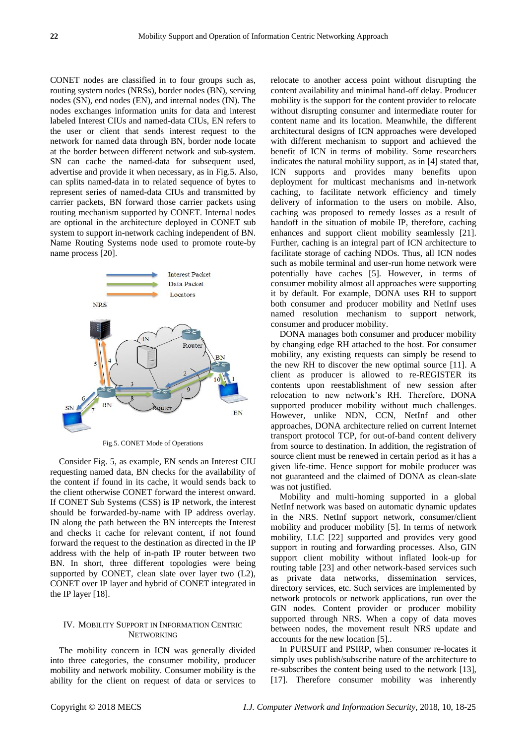CONET nodes are classified in to four groups such as, routing system nodes (NRSs), border nodes (BN), serving nodes (SN), end nodes (EN), and internal nodes (IN). The nodes exchanges information units for data and interest labeled Interest CIUs and named-data CIUs, EN refers to the user or client that sends interest request to the network for named data through BN, border node locate at the border between different network and sub-system. SN can cache the named-data for subsequent used, advertise and provide it when necessary, as in Fig.5. Also, can splits named-data in to related sequence of bytes to represent series of named-data CIUs and transmitted by carrier packets, BN forward those carrier packets using routing mechanism supported by CONET. Internal nodes are optional in the architecture deployed in CONET sub system to support in-network caching independent of BN. Name Routing Systems node used to promote route-by name process [20].

Fig.5. CONET Mode of Operations

Consider Fig. 5, as example, EN sends an Interest CIU requesting named data, BN checks for the availability of the content if found in its cache, it would sends back to the client otherwise CONET forward the interest onward. If CONET Sub Systems (CSS) is IP network, the interest should be forwarded-by-name with IP address overlay. IN along the path between the BN intercepts the Interest and checks it cache for relevant content, if not found forward the request to the destination as directed in the IP address with the help of in-path IP router between two BN. In short, three different topologies were being supported by CONET, clean slate over layer two (L2), CONET over IP layer and hybrid of CONET integrated in the IP layer [18].

## IV. Mobility Support in Information Centric Networking

The mobility concern in ICN was generally divided into three categories, the consumer mobility, producer mobility and network mobility. Consumer mobility is the ability for the client on request of data or services to relocate to another access point without disrupting the content availability and minimal hand-off delay. Producer mobility is the support for the content provider to relocate without disrupting consumer and intermediate router for content name and its location. Meanwhile, the different architectural designs of ICN approaches were developed with different mechanism to support and achieved the benefit of ICN in terms of mobility. Some researchers indicates the natural mobility support, as in [4] stated that, ICN supports and provides many benefits upon deployment for multicast mechanisms and in-network caching, to facilitate network efficiency and timely delivery of information to the users on mobile. Also, caching was proposed to remedy losses as a result of handoff in the situation of mobile IP, therefore, caching enhances and support client mobility seamlessly [21]. Further, caching is an integral part of ICN architecture to facilitate storage of caching NDOs. Thus, all ICN nodes such as mobile terminal and user-run home network were potentially have caches [5]. However, in terms of consumer mobility almost all approaches were supporting it by default. For example, DONA uses RH to support both consumer and producer mobility and NetInf uses named resolution mechanism to support network, consumer and producer mobility.

DONA manages both consumer and producer mobility by changing edge RH attached to the host. For consumer mobility, any existing requests can simply be resend to the new RH to discover the new optimal source [11]. A client as producer is allowed to re-REGISTER its contents upon reestablishment of new session after relocation to new network's RH. Therefore, DONA supported producer mobility without much challenges. However, unlike NDN, CCN, NetInf and other approaches, DONA architecture relied on current Internet transport protocol TCP, for out-of-band content delivery from source to destination. In addition, the registration of source client must be renewed in certain period as it has a given life-time. Hence support for mobile producer was not guaranteed and the claimed of DONA as clean-slate was not justified.

Mobility and multi-homing supported in a global NetInf network was based on automatic dynamic updates in the NRS. NetInf support network, consumer/client mobility and producer mobility [5]. In terms of network mobility, LLC [22] supported and provides very good support in routing and forwarding processes. Also, GIN support client mobility without inflated look-up for routing table [23] and other network-based services such as private data networks, dissemination services, directory services, etc. Such services are implemented by network protocols or network applications, run over the GIN nodes. Content provider or producer mobility supported through NRS. When a copy of data moves between nodes, the movement result NRS update and accounts for the new location [5]..

In PURSUIT and PSIRP, when consumer re-locates it simply uses publish/subscribe nature of the architecture to re-subscribes the content being used to the network [13], [17]. Therefore consumer mobility was inherently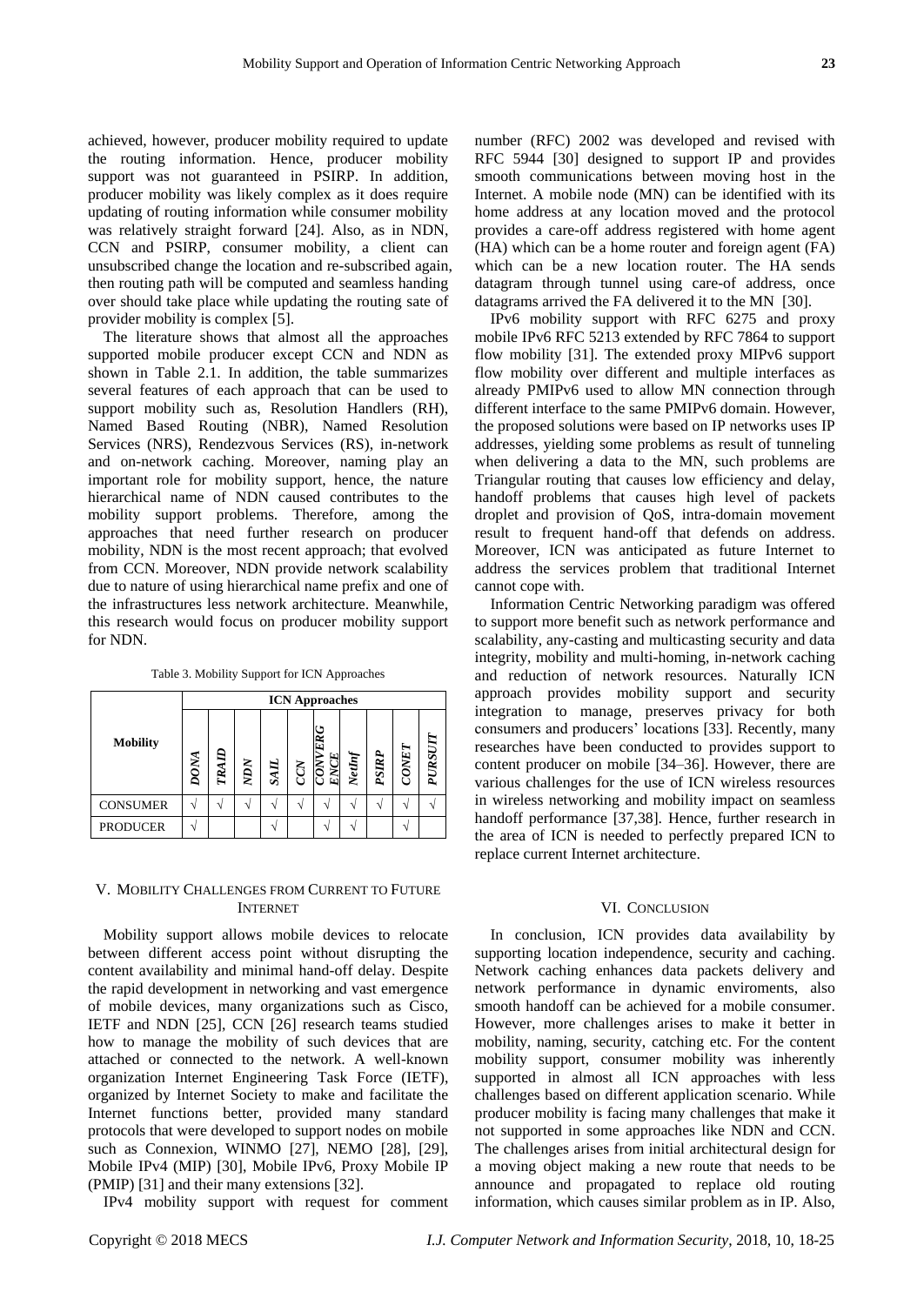achieved, however, producer mobility required to update the routing information. Hence, producer mobility support was not guaranteed in PSIRP. In addition, producer mobility was likely complex as it does require updating of routing information while consumer mobility was relatively straight forward [24]. Also, as in NDN, CCN and PSIRP, consumer mobility, a client can unsubscribed change the location and re-subscribed again, then routing path will be computed and seamless handing over should take place while updating the routing sate of provider mobility is complex [5].

The literature shows that almost all the approaches supported mobile producer except CCN and NDN as shown in Table 2.1. In addition, the table summarizes several features of each approach that can be used to support mobility such as, Resolution Handlers (RH), Named Based Routing (NBR), Named Resolution Services (NRS), Rendezvous Services (RS), in-network and on-network caching. Moreover, naming play an important role for mobility support, hence, the nature hierarchical name of NDN caused contributes to the mobility support problems. Therefore, among the approaches that need further research on producer mobility, NDN is the most recent approach; that evolved from CCN. Moreover, NDN provide network scalability due to nature of using hierarchical name prefix and one of the infrastructures less network architecture. Meanwhile, this research would focus on producer mobility support for NDN.

Table 3. Mobility Support for ICN Approaches

| Mobility | ICN Approaches | | | | | | | | | |
|---|---|---|---|---|---|---|---|---|---|---|
| | *DONA* | *TRAID* | *NDN* | *SAIL* | *CCN* | *CONVERGENCE* | *NetInf* | *PSIRP* | *CONET* | *PURSUIT* |
| CONSUMER | √ | √ | √ | √ | √ | √ | √ | √ | √ | √ |
| PRODUCER | √ | | | √ | | √ | √ | | √ | |

## V. Mobility Challenges from Current to Future Internet

Mobility support allows mobile devices to relocate between different access point without disrupting the content availability and minimal hand-off delay. Despite the rapid development in networking and vast emergence of mobile devices, many organizations such as Cisco, IETF and NDN [25], CCN [26] research teams studied how to manage the mobility of such devices that are attached or connected to the network. A well-known organization Internet Engineering Task Force (IETF), organized by Internet Society to make and facilitate the Internet functions better, provided many standard protocols that were developed to support nodes on mobile such as Connexion, WINMO [27], NEMO [28], [29], Mobile IPv4 (MIP) [30], Mobile IPv6, Proxy Mobile IP (PMIP) [31] and their many extensions [32].

IPv4 mobility support with request for comment number (RFC) 2002 was developed and revised with RFC 5944 [30] designed to support IP and provides smooth communications between moving host in the Internet. A mobile node (MN) can be identified with its home address at any location moved and the protocol provides a care-off address registered with home agent (HA) which can be a home router and foreign agent (FA) which can be a new location router. The HA sends datagram through tunnel using care-of address, once datagrams arrived the FA delivered it to the MN [30].

IPv6 mobility support with RFC 6275 and proxy mobile IPv6 RFC 5213 extended by RFC 7864 to support flow mobility [31]. The extended proxy MIPv6 support flow mobility over different and multiple interfaces as already PMIPv6 used to allow MN connection through different interface to the same PMIPv6 domain. However, the proposed solutions were based on IP networks uses IP addresses, yielding some problems as result of tunneling when delivering a data to the MN, such problems are Triangular routing that causes low efficiency and delay, handoff problems that causes high level of packets droplet and provision of QoS, intra-domain movement result to frequent hand-off that defends on address. Moreover, ICN was anticipated as future Internet to address the services problem that traditional Internet cannot cope with.

Information Centric Networking paradigm was offered to support more benefit such as network performance and scalability, any-casting and multicasting security and data integrity, mobility and multi-homing, in-network caching and reduction of network resources. Naturally ICN approach provides mobility support and security integration to manage, preserves privacy for both consumers and producers' locations [33]. Recently, many researches have been conducted to provides support to content producer on mobile [34–36]. However, there are various challenges for the use of ICN wireless resources in wireless networking and mobility impact on seamless handoff performance [37,38]. Hence, further research in the area of ICN is needed to perfectly prepared ICN to replace current Internet architecture.

## VI. Conclusion

In conclusion, ICN provides data availability by supporting location independence, security and caching. Network caching enhances data packets delivery and network performance in dynamic enviroments, also smooth handoff can be achieved for a mobile consumer. However, more challenges arises to make it better in mobility, naming, security, catching etc. For the content mobility support, consumer mobility was inherently supported in almost all ICN approaches with less challenges based on different application scenario. While producer mobility is facing many challenges that make it not supported in some approaches like NDN and CCN. The challenges arises from initial architectural design for a moving object making a new route that needs to be announce and propagated to replace old routing information, which causes similar problem as in IP. Also,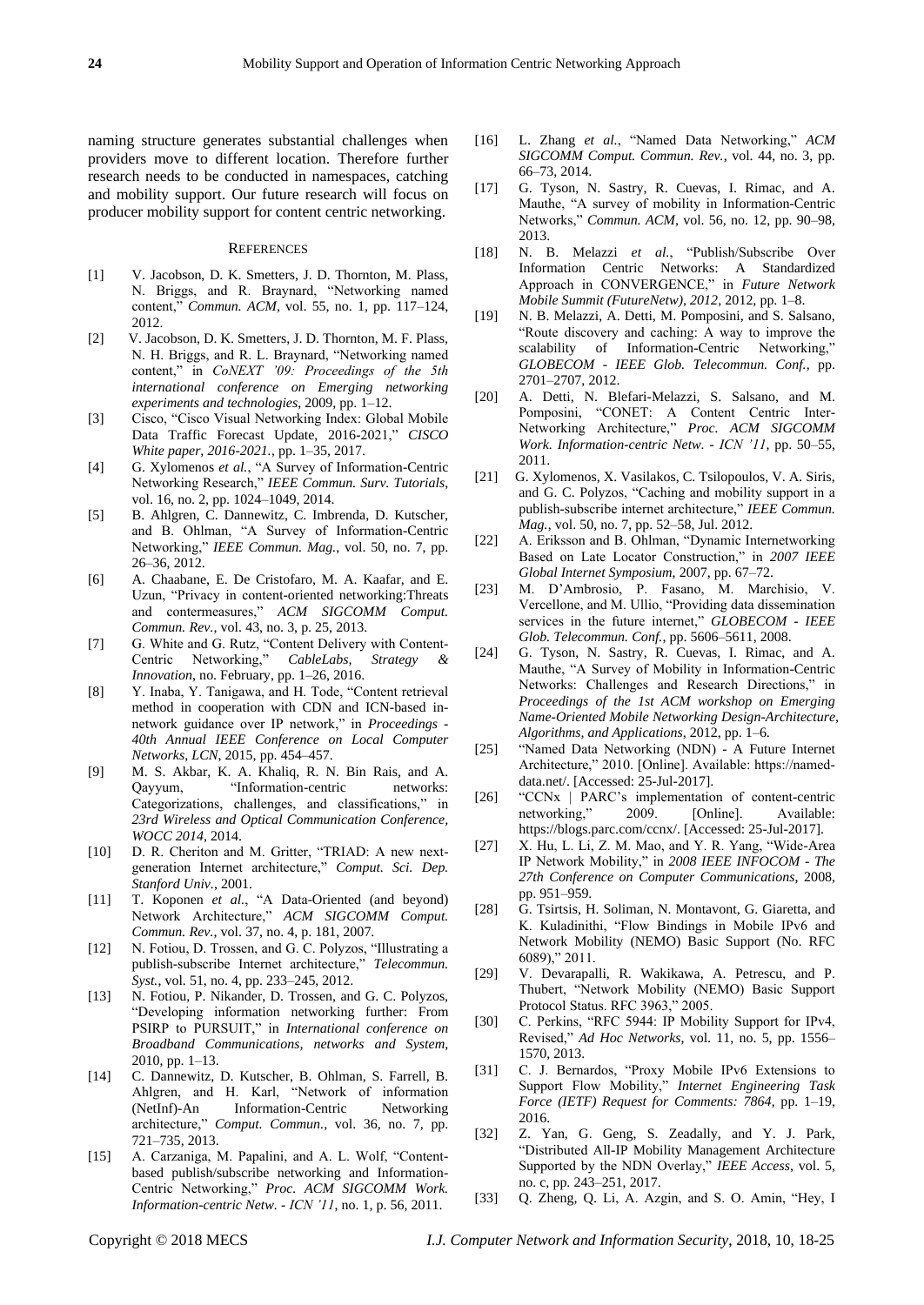naming structure generates substantial challenges when providers move to different location. Therefore further research needs to be conducted in namespaces, catching and mobility support. Our future research will focus on producer mobility support for content centric networking.

## REFERENCES

[1] V. Jacobson, D. K. Smetters, J. D. Thornton, M. Plass, N. Briggs, and R. Braynard, "Networking named content," *Commun. ACM*, vol. 55, no. 1, pp. 117–124, 2012.

[2] V. Jacobson, D. K. Smetters, J. D. Thornton, M. F. Plass, N. H. Briggs, and R. L. Braynard, "Networking named content," in *CoNEXT '09: Proceedings of the 5th international conference on Emerging networking experiments and technologies*, 2009, pp. 1–12.

[3] Cisco, "Cisco Visual Networking Index: Global Mobile Data Traffic Forecast Update, 2016-2021," *CISCO White paper, 2016-2021.*, pp. 1–35, 2017.

[4] G. Xylomenos *et al.*, "A Survey of Information-Centric Networking Research," *IEEE Commun. Surv. Tutorials*, vol. 16, no. 2, pp. 1024–1049, 2014.

[5] B. Ahlgren, C. Dannewitz, C. Imbrenda, D. Kutscher, and B. Ohlman, "A Survey of Information-Centric Networking," *IEEE Commun. Mag.*, vol. 50, no. 7, pp. 26–36, 2012.

[6] A. Chaabane, E. De Cristofaro, M. A. Kaafar, and E. Uzun, "Privacy in content-oriented networking:Threats and contermeasures," *ACM SIGCOMM Comput. Commun. Rev.*, vol. 43, no. 3, p. 25, 2013.

[7] G. White and G. Rutz, "Content Delivery with Content-Centric Networking," *CableLabs, Strategy & Innovation*, no. February, pp. 1–26, 2016.

[8] Y. Inaba, Y. Tanigawa, and H. Tode, "Content retrieval method in cooperation with CDN and ICN-based in-network guidance over IP network," in *Proceedings - 40th Annual IEEE Conference on Local Computer Networks, LCN*, 2015, pp. 454–457.

[9] M. S. Akbar, K. A. Khaliq, R. N. Bin Rais, and A. Qayyum, "Information-centric networks: Categorizations, challenges, and classifications," in *23rd Wireless and Optical Communication Conference, WOCC 2014*, 2014.

[10] D. R. Cheriton and M. Gritter, "TRIAD: A new next-generation Internet architecture," *Comput. Sci. Dep. Stanford Univ.*, 2001.

[11] T. Koponen *et al.*, "A Data-Oriented (and beyond) Network Architecture," *ACM SIGCOMM Comput. Commun. Rev.*, vol. 37, no. 4, p. 181, 2007.

[12] N. Fotiou, D. Trossen, and G. C. Polyzos, "Illustrating a publish-subscribe Internet architecture," *Telecommun. Syst.*, vol. 51, no. 4, pp. 233–245, 2012.

[13] N. Fotiou, P. Nikander, D. Trossen, and G. C. Polyzos, "Developing information networking further: From PSIRP to PURSUIT," in *International conference on Broadband Communications, networks and System*, 2010, pp. 1–13.

[14] C. Dannewitz, D. Kutscher, B. Ohlman, S. Farrell, B. Ahlgren, and H. Karl, "Network of information (NetInf)-An Information-Centric Networking architecture," *Comput. Commun.*, vol. 36, no. 7, pp. 721–735, 2013.

[15] A. Carzaniga, M. Papalini, and A. L. Wolf, "Content-based publish/subscribe networking and Information-Centric Networking," *Proc. ACM SIGCOMM Work. Information-centric Netw. - ICN '11*, no. 1, p. 56, 2011.

[16] L. Zhang *et al.*, "Named Data Networking," *ACM SIGCOMM Comput. Commun. Rev.*, vol. 44, no. 3, pp. 66–73, 2014.

[17] G. Tyson, N. Sastry, R. Cuevas, I. Rimac, and A. Mauthe, "A survey of mobility in Information-Centric Networks," *Commun. ACM*, vol. 56, no. 12, pp. 90–98, 2013.

[18] N. B. Melazzi *et al.*, "Publish/Subscribe Over Information Centric Networks: A Standardized Approach in CONVERGENCE," in *Future Network Mobile Summit (FutureNetw), 2012*, 2012, pp. 1–8.

[19] N. B. Melazzi, A. Detti, M. Pomposini, and S. Salsano, "Route discovery and caching: A way to improve the scalability of Information-Centric Networking," *GLOBECOM - IEEE Glob. Telecommun. Conf.*, pp. 2701–2707, 2012.

[20] A. Detti, N. Blefari-Melazzi, S. Salsano, and M. Pomposini, "CONET: A Content Centric Inter-Networking Architecture," *Proc. ACM SIGCOMM Work. Information-centric Netw. - ICN '11*, pp. 50–55, 2011.

[21] G. Xylomenos, X. Vasilakos, C. Tsilopoulos, V. A. Siris, and G. C. Polyzos, "Caching and mobility support in a publish-subscribe internet architecture," *IEEE Commun. Mag.*, vol. 50, no. 7, pp. 52–58, Jul. 2012.

[22] A. Eriksson and B. Ohlman, "Dynamic Internetworking Based on Late Locator Construction," in *2007 IEEE Global Internet Symposium*, 2007, pp. 67–72.

[23] M. D'Ambrosio, P. Fasano, M. Marchisio, V. Vercellone, and M. Ullio, "Providing data dissemination services in the future internet," *GLOBECOM - IEEE Glob. Telecommun. Conf.*, pp. 5606–5611, 2008.

[24] G. Tyson, N. Sastry, R. Cuevas, I. Rimac, and A. Mauthe, "A Survey of Mobility in Information-Centric Networks: Challenges and Research Directions," in *Proceedings of the 1st ACM workshop on Emerging Name-Oriented Mobile Networking Design-Architecture, Algorithms, and Applications*, 2012, pp. 1–6.

[25] "Named Data Networking (NDN) - A Future Internet Architecture," 2010. [Online]. Available: https://named-data.net/. [Accessed: 25-Jul-2017].

[26] "CCNx | PARC's implementation of content-centric networking," 2009. [Online]. Available: https://blogs.parc.com/ccnx/. [Accessed: 25-Jul-2017].

[27] X. Hu, L. Li, Z. M. Mao, and Y. R. Yang, "Wide-Area IP Network Mobility," in *2008 IEEE INFOCOM - The 27th Conference on Computer Communications*, 2008, pp. 951–959.

[28] G. Tsirtsis, H. Soliman, N. Montavont, G. Giaretta, and K. Kuladinithi, "Flow Bindings in Mobile IPv6 and Network Mobility (NEMO) Basic Support (No. RFC 6089)," 2011.

[29] V. Devarapalli, R. Wakikawa, A. Petrescu, and P. Thubert, "Network Mobility (NEMO) Basic Support Protocol Status. RFC 3963," 2005.

[30] C. Perkins, "RFC 5944: IP Mobility Support for IPv4, Revised," *Ad Hoc Networks*, vol. 11, no. 5, pp. 1556–1570, 2013.

[31] C. J. Bernardos, "Proxy Mobile IPv6 Extensions to Support Flow Mobility," *Internet Engineering Task Force (IETF) Request for Comments: 7864*, pp. 1–19, 2016.

[32] Z. Yan, G. Geng, S. Zeadally, and Y. J. Park, "Distributed All-IP Mobility Management Architecture Supported by the NDN Overlay," *IEEE Access*, vol. 5, no. c, pp. 243–251, 2017.

[33] Q. Zheng, Q. Li, A. Azgin, and S. O. Amin, "Hey, I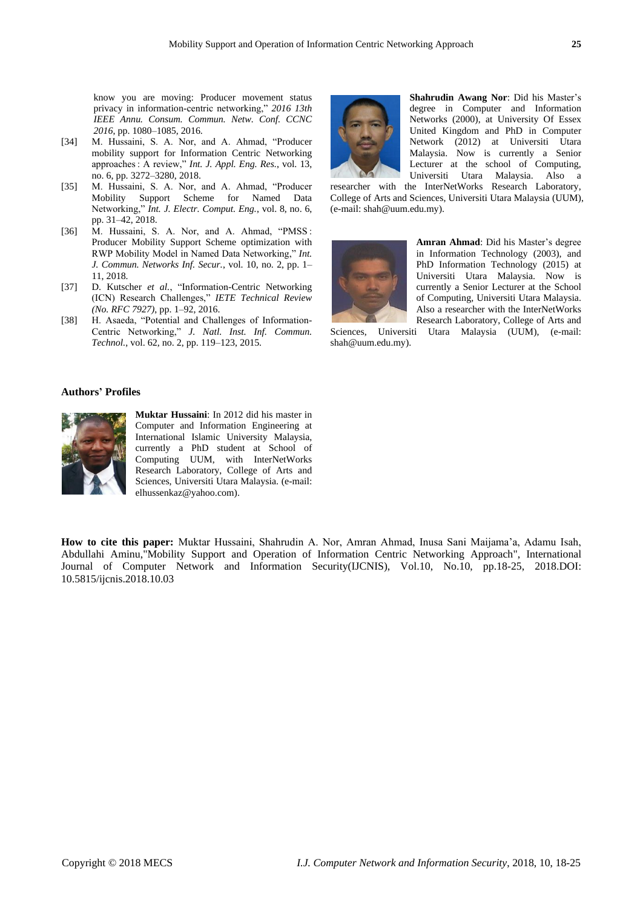know you are moving: Producer movement status privacy in information-centric networking," *2016 13th IEEE Annu. Consum. Commun. Netw. Conf. CCNC 2016*, pp. 1080–1085, 2016.

[34] M. Hussaini, S. A. Nor, and A. Ahmad, "Producer mobility support for Information Centric Networking approaches : A review," *Int. J. Appl. Eng. Res.*, vol. 13, no. 6, pp. 3272–3280, 2018.

[35] M. Hussaini, S. A. Nor, and A. Ahmad, "Producer Mobility Support Scheme for Named Data Networking," *Int. J. Electr. Comput. Eng.*, vol. 8, no. 6, pp. 31–42, 2018.

[36] M. Hussaini, S. A. Nor, and A. Ahmad, "PMSS : Producer Mobility Support Scheme optimization with RWP Mobility Model in Named Data Networking," *Int. J. Commun. Networks Inf. Secur.*, vol. 10, no. 2, pp. 1–11, 2018.

[37] D. Kutscher *et al.*, "Information-Centric Networking (ICN) Research Challenges," *IETE Technical Review (No. RFC 7927)*, pp. 1–92, 2016.

[38] H. Asaeda, "Potential and Challenges of Information-Centric Networking," *J. Natl. Inst. Inf. Commun. Technol.*, vol. 62, no. 2, pp. 119–123, 2015.

### Authors' Profiles

**Muktar Hussaini**: In 2012 did his master in Computer and Information Engineering at International Islamic University Malaysia, currently a PhD student at School of Computing UUM, with InterNetWorks Research Laboratory, College of Arts and Sciences, Universiti Utara Malaysia. (e-mail: elhussenkaz@yahoo.com).

**Shahrudin Awang Nor**: Did his Master's degree in Computer and Information Networks (2000), at University Of Essex United Kingdom and PhD in Computer Network (2012) at Universiti Utara Malaysia. Now is currently a Senior Lecturer at the school of Computing, Universiti Utara Malaysia. Also a researcher with the InterNetWorks Research Laboratory, College of Arts and Sciences, Universiti Utara Malaysia (UUM), (e-mail: shah@uum.edu.my).

**Amran Ahmad**: Did his Master's degree in Information Technology (2003), and PhD Information Technology (2015) at Universiti Utara Malaysia. Now is currently a Senior Lecturer at the School of Computing, Universiti Utara Malaysia. Also a researcher with the InterNetWorks Research Laboratory, College of Arts and Sciences, Universiti Utara Malaysia (UUM), (e-mail: shah@uum.edu.my).

**How to cite this paper:** Muktar Hussaini, Shahrudin A. Nor, Amran Ahmad, Inusa Sani Maijama'a, Adamu Isah, Abdullahi Aminu,"Mobility Support and Operation of Information Centric Networking Approach", International Journal of Computer Network and Information Security(IJCNIS), Vol.10, No.10, pp.18-25, 2018.DOI: 10.5815/ijcnis.2018.10.03